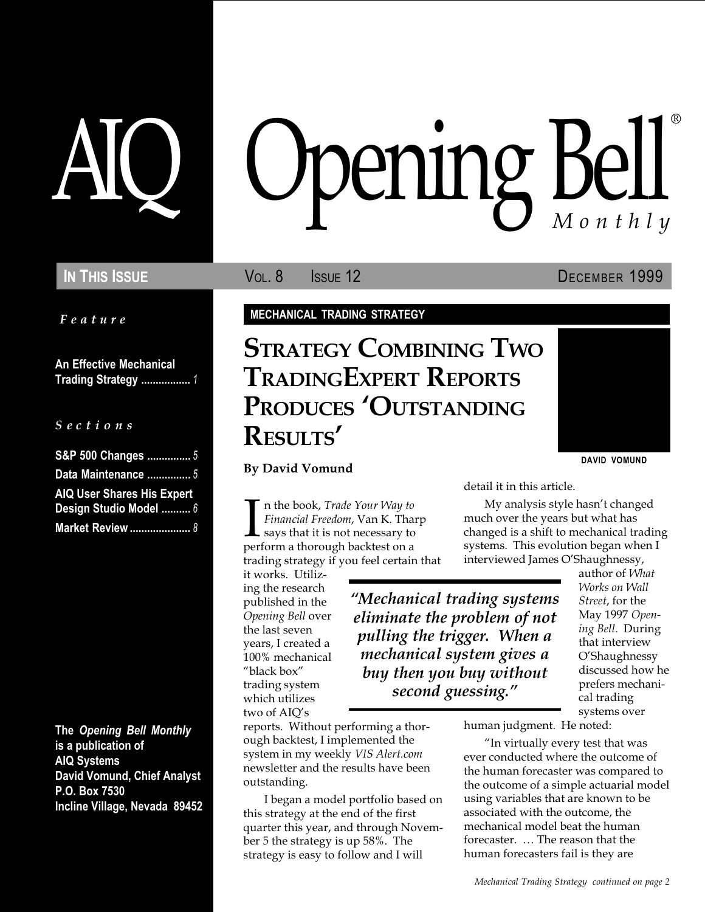# AIQ Opening Bell® Monthly

**IN THIS ISSUE** VOL. 8 ISSUE 12 DECEMBER 1999

*Feature*

**An Effective Mechanical Trading Strategy** ................. *1*

*Sections*

**S&P 500 Changes** ............... *5*
**Data Maintenance** ............... *5*
**AIQ User Shares His Expert Design Studio Model** .......... *6*
**Market Review** ..................... *8*

**The *Opening Bell Monthly* is a publication of AIQ Systems**
**David Vomund, Chief Analyst**
**P.O. Box 7530**
**Incline Village, Nevada 89452**

**MECHANICAL TRADING STRATEGY**

## STRATEGY COMBINING TWO TRADINGEXPERT REPORTS PRODUCES 'OUTSTANDING RESULTS'

**By David Vomund**

DAVID VOMUND

In the book, *Trade Your Way to Financial Freedom*, Van K. Tharp says that it is not necessary to perform a thorough backtest on a trading strategy if you feel certain that it works. Utilizing the research published in the *Opening Bell* over the last seven years, I created a 100% mechanical "black box" trading system which utilizes two of AIQ's reports. Without performing a thorough backtest, I implemented the system in my weekly *VIS Alert.com* newsletter and the results have been outstanding.

> *"Mechanical trading systems eliminate the problem of not pulling the trigger. When a mechanical system gives a buy then you buy without second guessing."*

I began a model portfolio based on this strategy at the end of the first quarter this year, and through November 5 the strategy is up 58%. The strategy is easy to follow and I will detail it in this article.

My analysis style hasn't changed much over the years but what has changed is a shift to mechanical trading systems. This evolution began when I interviewed James O'Shaughnessy, author of *What Works on Wall Street*, for the May 1997 *Opening Bell*. During that interview O'Shaughnessy discussed how he prefers mechanical trading systems over human judgment. He noted:

"In virtually every test that was ever conducted where the outcome of the human forecaster was compared to the outcome of a simple actuarial model using variables that are known to be associated with the outcome, the mechanical model beat the human forecaster. … The reason that the human forecasters fail is they are

*Mechanical Trading Strategy continued on page 2*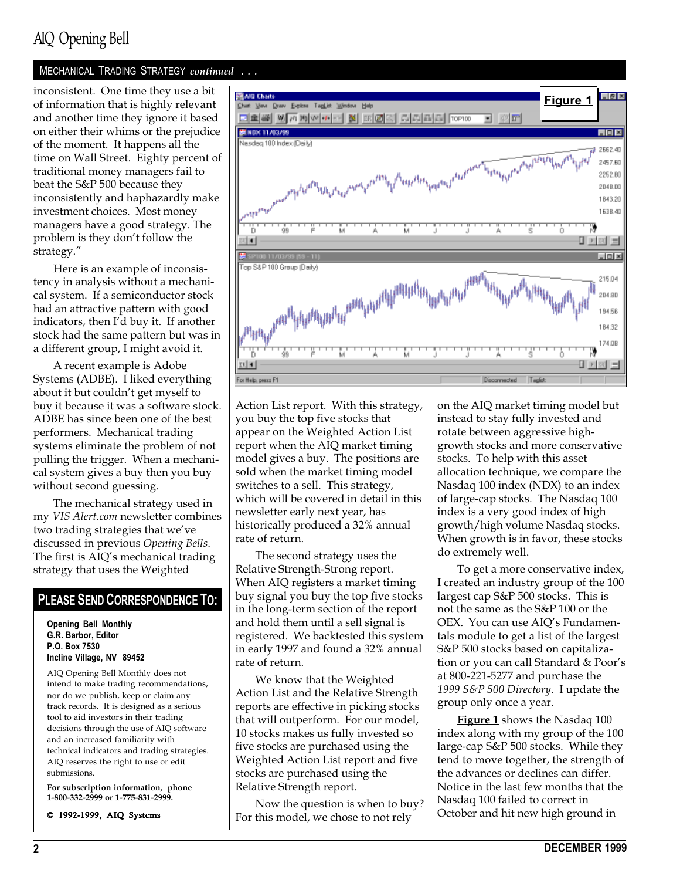## MECHANICAL TRADING STRATEGY *continued* . . .

inconsistent. One time they use a bit of information that is highly relevant and another time they ignore it based on either their whims or the prejudice of the moment. It happens all the time on Wall Street. Eighty percent of traditional money managers fail to beat the S&P 500 because they inconsistently and haphazardly make investment choices. Most money managers have a good strategy. The problem is they don't follow the strategy."

Here is an example of inconsistency in analysis without a mechanical system. If a semiconductor stock had an attractive pattern with good indicators, then I'd buy it. If another stock had the same pattern but was in a different group, I might avoid it.

A recent example is Adobe Systems (ADBE). I liked everything about it but couldn't get myself to buy it because it was a software stock. ADBE has since been one of the best performers. Mechanical trading systems eliminate the problem of not pulling the trigger. When a mechanical system gives a buy then you buy without second guessing.

The mechanical strategy used in my *VIS Alert.com* newsletter combines two trading strategies that we've discussed in previous *Opening Bells*. The first is AIQ's mechanical trading strategy that uses the Weighted Action List report. With this strategy, you buy the top five stocks that appear on the Weighted Action List report when the AIQ market timing model gives a buy. The positions are sold when the market timing model switches to a sell. This strategy, which will be covered in detail in this newsletter early next year, has historically produced a 32% annual rate of return.

The second strategy uses the Relative Strength-Strong report. When AIQ registers a market timing buy signal you buy the top five stocks in the long-term section of the report and hold them until a sell signal is registered. We backtested this system in early 1997 and found a 32% annual rate of return.

We know that the Weighted Action List and the Relative Strength reports are effective in picking stocks that will outperform. For our model, 10 stocks makes us fully invested so five stocks are purchased using the Weighted Action List report and five stocks are purchased using the Relative Strength report.

Now the question is when to buy? For this model, we chose to not rely on the AIQ market timing model but instead to stay fully invested and rotate between aggressive high-growth stocks and more conservative stocks. To help with this asset allocation technique, we compare the Nasdaq 100 index (NDX) to an index of large-cap stocks. The Nasdaq 100 index is a very good index of high growth/high volume Nasdaq stocks. When growth is in favor, these stocks do extremely well.

To get a more conservative index, I created an industry group of the 100 largest cap S&P 500 stocks. This is not the same as the S&P 100 or the OEX. You can use AIQ's Fundamentals module to get a list of the largest S&P 500 stocks based on capitalization or you can call Standard & Poor's at 800-221-5277 and purchase the *1999 S&P 500 Directory*. I update the group only once a year.

**Figure 1** shows the Nasdaq 100 index along with my group of the 100 large-cap S&P 500 stocks. While they tend to move together, the strength of the advances or declines can differ. Notice in the last few months that the Nasdaq 100 failed to correct in October and hit new high ground in

**Figure 1**

## PLEASE SEND CORRESPONDENCE TO:

**Opening Bell Monthly**
**G.R. Barbor, Editor**
**P.O. Box 7530**
**Incline Village, NV 89452**

AIQ Opening Bell Monthly does not intend to make trading recommendations, nor do we publish, keep or claim any track records. It is designed as a serious tool to aid investors in their trading decisions through the use of AIQ software and an increased familiarity with technical indicators and trading strategies. AIQ reserves the right to use or edit submissions.

**For subscription information, phone 1-800-332-2999 or 1-775-831-2999.**

**© 1992-1999, AIQ Systems**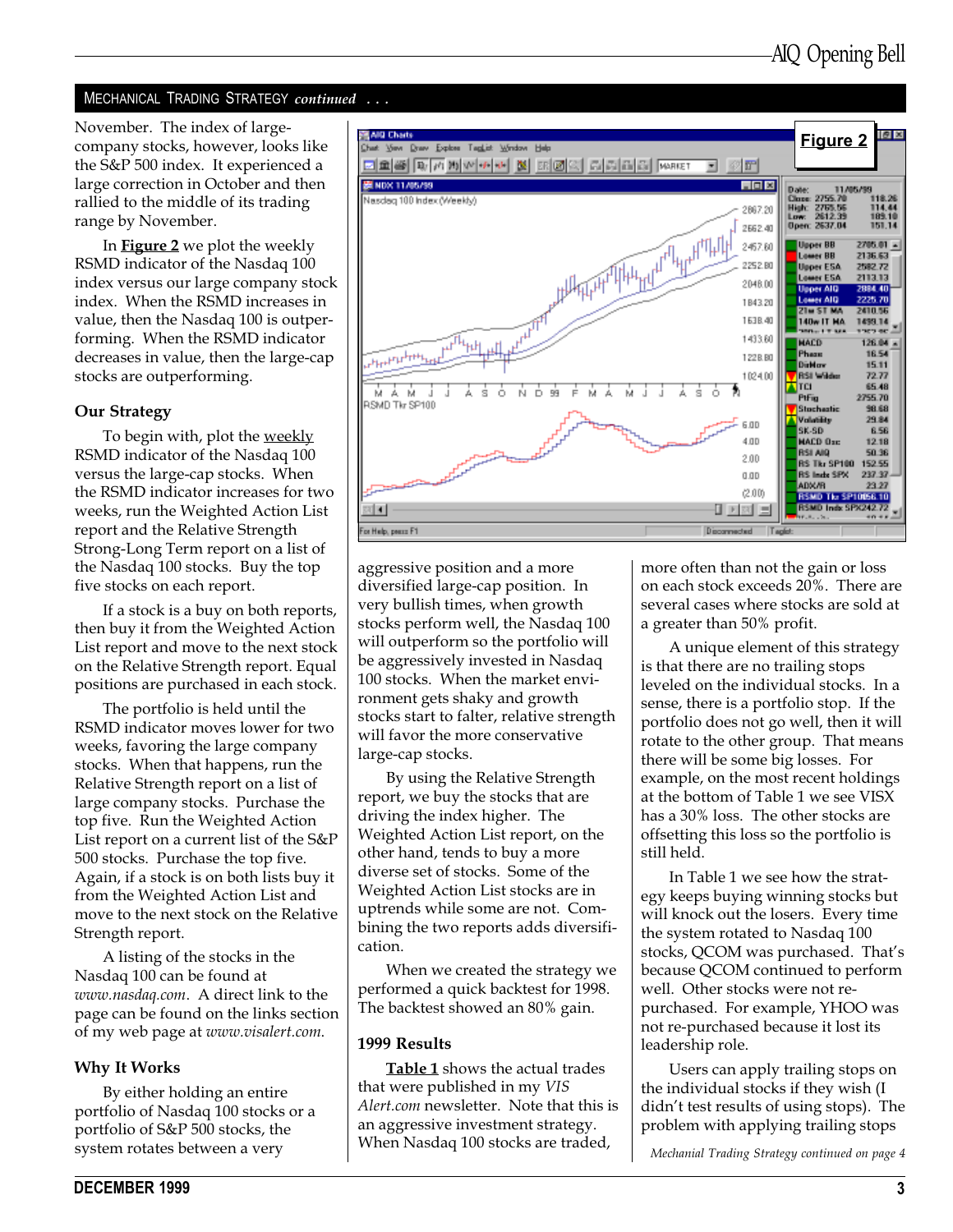## MECHANICAL TRADING STRATEGY *continued . . .*

November. The index of large-company stocks, however, looks like the S&P 500 index. It experienced a large correction in October and then rallied to the middle of its trading range by November.

In **Figure 2** we plot the weekly RSMD indicator of the Nasdaq 100 index versus our large company stock index. When the RSMD increases in value, then the Nasdaq 100 is outperforming. When the RSMD indicator decreases in value, then the large-cap stocks are outperforming.

### Our Strategy

To begin with, plot the weekly RSMD indicator of the Nasdaq 100 versus the large-cap stocks. When the RSMD indicator increases for two weeks, run the Weighted Action List report and the Relative Strength Strong-Long Term report on a list of the Nasdaq 100 stocks. Buy the top five stocks on each report.

If a stock is a buy on both reports, then buy it from the Weighted Action List report and move to the next stock on the Relative Strength report. Equal positions are purchased in each stock.

The portfolio is held until the RSMD indicator moves lower for two weeks, favoring the large company stocks. When that happens, run the Relative Strength report on a list of large company stocks. Purchase the top five. Run the Weighted Action List report on a current list of the S&P 500 stocks. Purchase the top five. Again, if a stock is on both lists buy it from the Weighted Action List and move to the next stock on the Relative Strength report.

A listing of the stocks in the Nasdaq 100 can be found at *www.nasdaq.com*. A direct link to the page can be found on the links section of my web page at *www.visalert.com.*

### Why It Works

By either holding an entire portfolio of Nasdaq 100 stocks or a portfolio of S&P 500 stocks, the system rotates between a very aggressive position and a more diversified large-cap position. In very bullish times, when growth stocks perform well, the Nasdaq 100 will outperform so the portfolio will be aggressively invested in Nasdaq 100 stocks. When the market environment gets shaky and growth stocks start to falter, relative strength will favor the more conservative large-cap stocks.

By using the Relative Strength report, we buy the stocks that are driving the index higher. The Weighted Action List report, on the other hand, tends to buy a more diverse set of stocks. Some of the Weighted Action List stocks are in uptrends while some are not. Combining the two reports adds diversification.

When we created the strategy we performed a quick backtest for 1998. The backtest showed an 80% gain.

### 1999 Results

**Table 1** shows the actual trades that were published in my *VIS Alert.com* newsletter. Note that this is an aggressive investment strategy. When Nasdaq 100 stocks are traded, more often than not the gain or loss on each stock exceeds 20%. There are several cases where stocks are sold at a greater than 50% profit.

A unique element of this strategy is that there are no trailing stops leveled on the individual stocks. In a sense, there is a portfolio stop. If the portfolio does not go well, then it will rotate to the other group. That means there will be some big losses. For example, on the most recent holdings at the bottom of Table 1 we see VISX has a 30% loss. The other stocks are offsetting this loss so the portfolio is still held.

In Table 1 we see how the strategy keeps buying winning stocks but will knock out the losers. Every time the system rotated to Nasdaq 100 stocks, QCOM was purchased. That's because QCOM continued to perform well. Other stocks were not re-purchased. For example, YHOO was not re-purchased because it lost its leadership role.

Users can apply trailing stops on the individual stocks if they wish (I didn't test results of using stops). The problem with applying trailing stops

*Mechanial Trading Strategy continued on page 4*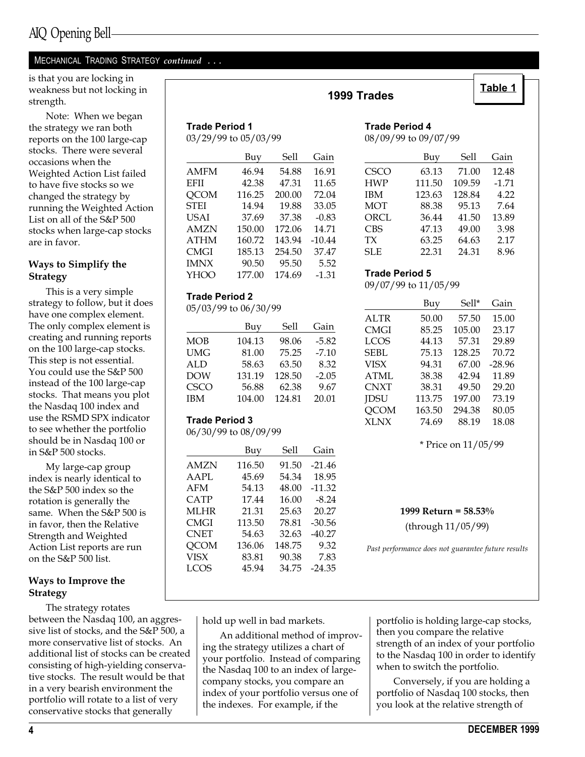MECHANICAL TRADING STRATEGY *continued* . . .

is that you are locking in weakness but not locking in strength.

Note: When we began the strategy we ran both reports on the 100 large-cap stocks. There were several occasions when the Weighted Action List failed to have five stocks so we changed the strategy by running the Weighted Action List on all of the S&P 500 stocks when large-cap stocks are in favor.

### Ways to Simplify the Strategy

This is a very simple strategy to follow, but it does have one complex element. The only complex element is creating and running reports on the 100 large-cap stocks. This step is not essential. You could use the S&P 500 instead of the 100 large-cap stocks. That means you plot the Nasdaq 100 index and use the RSMD SPX indicator to see whether the portfolio should be in Nasdaq 100 or in S&P 500 stocks.

My large-cap group index is nearly identical to the S&P 500 index so the rotation is generally the same. When the S&P 500 is in favor, then the Relative Strength and Weighted Action List reports are run on the S&P 500 list.

### Ways to Improve the Strategy

The strategy rotates between the Nasdaq 100, an aggressive list of stocks, and the S&P 500, a more conservative list of stocks. An additional list of stocks can be created consisting of high-yielding conservative stocks. The result would be that in a very bearish environment the portfolio will rotate to a list of very conservative stocks that generally hold up well in bad markets.

An additional method of improving the strategy utilizes a chart of your portfolio. Instead of comparing the Nasdaq 100 to an index of large-company stocks, you compare an index of your portfolio versus one of the indexes. For example, if the portfolio is holding large-cap stocks, then you compare the relative strength of an index of your portfolio to the Nasdaq 100 in order to identify when to switch the portfolio.

Conversely, if you are holding a portfolio of Nasdaq 100 stocks, then you look at the relative strength of

---

**Table 1**

## 1999 Trades

**Trade Period 1**
03/29/99 to 05/03/99

| | Buy | Sell | Gain |
|---|---|---|---|
| AMFM | 46.94 | 54.88 | 16.91 |
| EFII | 42.38 | 47.31 | 11.65 |
| QCOM | 116.25 | 200.00 | 72.04 |
| STEI | 14.94 | 19.88 | 33.05 |
| USAI | 37.69 | 37.38 | -0.83 |
| AMZN | 150.00 | 172.06 | 14.71 |
| ATHM | 160.72 | 143.94 | -10.44 |
| CMGI | 185.13 | 254.50 | 37.47 |
| IMNX | 90.50 | 95.50 | 5.52 |
| YHOO | 177.00 | 174.69 | -1.31 |

**Trade Period 2**
05/03/99 to 06/30/99

| | Buy | Sell | Gain |
|---|---|---|---|
| MOB | 104.13 | 98.06 | -5.82 |
| UMG | 81.00 | 75.25 | -7.10 |
| ALD | 58.63 | 63.50 | 8.32 |
| DOW | 131.19 | 128.50 | -2.05 |
| CSCO | 56.88 | 62.38 | 9.67 |
| IBM | 104.00 | 124.81 | 20.01 |

**Trade Period 3**
06/30/99 to 08/09/99

| | Buy | Sell | Gain |
|---|---|---|---|
| AMZN | 116.50 | 91.50 | -21.46 |
| AAPL | 45.69 | 54.34 | 18.95 |
| AFM | 54.13 | 48.00 | -11.32 |
| CATP | 17.44 | 16.00 | -8.24 |
| MLHR | 21.31 | 25.63 | 20.27 |
| CMGI | 113.50 | 78.81 | -30.56 |
| CNET | 54.63 | 32.63 | -40.27 |
| QCOM | 136.06 | 148.75 | 9.32 |
| VISX | 83.81 | 90.38 | 7.83 |
| LCOS | 45.94 | 34.75 | -24.35 |

**Trade Period 4**
08/09/99 to 09/07/99

| | Buy | Sell | Gain |
|---|---|---|---|
| CSCO | 63.13 | 71.00 | 12.48 |
| HWP | 111.50 | 109.59 | -1.71 |
| IBM | 123.63 | 128.84 | 4.22 |
| MOT | 88.38 | 95.13 | 7.64 |
| ORCL | 36.44 | 41.50 | 13.89 |
| CBS | 47.13 | 49.00 | 3.98 |
| TX | 63.25 | 64.63 | 2.17 |
| SLE | 22.31 | 24.31 | 8.96 |

**Trade Period 5**
09/07/99 to 11/05/99

| | Buy | Sell* | Gain |
|---|---|---|---|
| ALTR | 50.00 | 57.50 | 15.00 |
| CMGI | 85.25 | 105.00 | 23.17 |
| LCOS | 44.13 | 57.31 | 29.89 |
| SEBL | 75.13 | 128.25 | 70.72 |
| VISX | 94.31 | 67.00 | -28.96 |
| ATML | 38.38 | 42.94 | 11.89 |
| CNXT | 38.31 | 49.50 | 29.20 |
| JDSU | 113.75 | 197.00 | 73.19 |
| QCOM | 163.50 | 294.38 | 80.05 |
| XLNX | 74.69 | 88.19 | 18.08 |

\* Price on 11/05/99

**1999 Return = 58.53%**
(through 11/05/99)

*Past performance does not guarantee future results*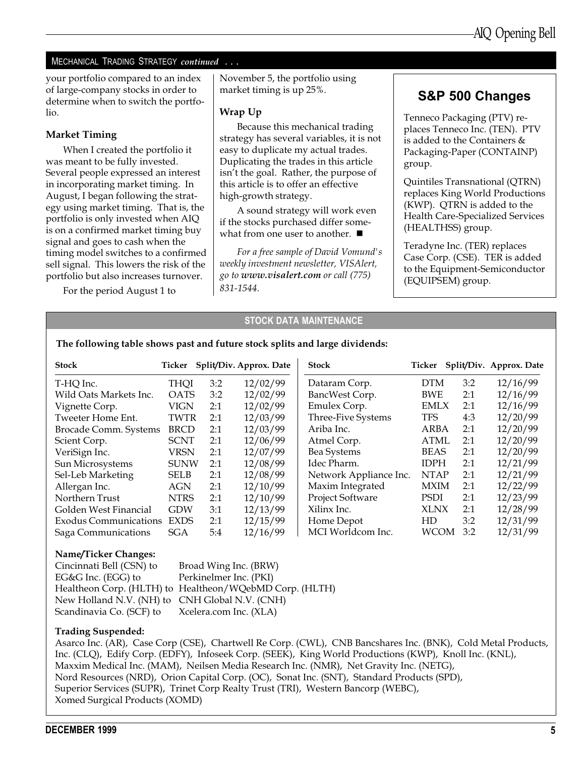## MECHANICAL TRADING STRATEGY *continued . . .*

your portfolio compared to an index of large-company stocks in order to determine when to switch the portfolio.

### Market Timing

When I created the portfolio it was meant to be fully invested. Several people expressed an interest in incorporating market timing. In August, I began following the strategy using market timing. That is, the portfolio is only invested when AIQ is on a confirmed market timing buy signal and goes to cash when the timing model switches to a confirmed sell signal. This lowers the risk of the portfolio but also increases turnover.

For the period August 1 to November 5, the portfolio using market timing is up 25%.

### Wrap Up

Because this mechanical trading strategy has several variables, it is not easy to duplicate my actual trades. Duplicating the trades in this article isn't the goal. Rather, the purpose of this article is to offer an effective high-growth strategy.

A sound strategy will work even if the stocks purchased differ somewhat from one user to another. ■

*For a free sample of David Vomund's weekly investment newsletter, VISAlert, go to **www.visalert.com** or call (775) 831-1544.*

## S&P 500 Changes

Tenneco Packaging (PTV) replaces Tenneco Inc. (TEN). PTV is added to the Containers & Packaging-Paper (CONTAINP) group.

Quintiles Transnational (QTRN) replaces King World Productions (KWP). QTRN is added to the Health Care-Specialized Services (HEALTHSS) group.

Teradyne Inc. (TER) replaces Case Corp. (CSE). TER is added to the Equipment-Semiconductor (EQUIPSEM) group.

## STOCK DATA MAINTENANCE

**The following table shows past and future stock splits and large dividends:**

| Stock | Ticker | Split/Div. | Approx. Date |
|---|---|---|---|
| T-HQ Inc. | THQI | 3:2 | 12/02/99 |
| Wild Oats Markets Inc. | OATS | 3:2 | 12/02/99 |
| Vignette Corp. | VIGN | 2:1 | 12/02/99 |
| Tweeter Home Ent. | TWTR | 2:1 | 12/03/99 |
| Brocade Comm. Systems | BRCD | 2:1 | 12/03/99 |
| Scient Corp. | SCNT | 2:1 | 12/06/99 |
| VeriSign Inc. | VRSN | 2:1 | 12/07/99 |
| Sun Microsystems | SUNW | 2:1 | 12/08/99 |
| Sel-Leb Marketing | SELB | 2:1 | 12/08/99 |
| Allergan Inc. | AGN | 2:1 | 12/10/99 |
| Northern Trust | NTRS | 2:1 | 12/10/99 |
| Golden West Financial | GDW | 3:1 | 12/13/99 |
| Exodus Communications | EXDS | 2:1 | 12/15/99 |
| Saga Communications | SGA | 5:4 | 12/16/99 |
| Dataram Corp. | DTM | 3:2 | 12/16/99 |
| BancWest Corp. | BWE | 2:1 | 12/16/99 |
| Emulex Corp. | EMLX | 2:1 | 12/16/99 |
| Three-Five Systems | TFS | 4:3 | 12/20/99 |
| Ariba Inc. | ARBA | 2:1 | 12/20/99 |
| Atmel Corp. | ATML | 2:1 | 12/20/99 |
| Bea Systems | BEAS | 2:1 | 12/20/99 |
| Idec Pharm. | IDPH | 2:1 | 12/21/99 |
| Network Appliance Inc. | NTAP | 2:1 | 12/21/99 |
| Maxim Integrated | MXIM | 2:1 | 12/22/99 |
| Project Software | PSDI | 2:1 | 12/23/99 |
| Xilinx Inc. | XLNX | 2:1 | 12/28/99 |
| Home Depot | HD | 3:2 | 12/31/99 |
| MCI Worldcom Inc. | WCOM | 3:2 | 12/31/99 |

**Name/Ticker Changes:**

Cincinnati Bell (CSN) to Broad Wing Inc. (BRW)
EG&G Inc. (EGG) to Perkinelmer Inc. (PKI)
Healtheon Corp. (HLTH) to Healtheon/WQebMD Corp. (HLTH)
New Holland N.V. (NH) to CNH Global N.V. (CNH)
Scandinavia Co. (SCF) to Xcelera.com Inc. (XLA)

**Trading Suspended:**

Asarco Inc. (AR), Case Corp (CSE), Chartwell Re Corp. (CWL), CNB Bancshares Inc. (BNK), Cold Metal Products, Inc. (CLQ), Edify Corp. (EDFY), Infoseek Corp. (SEEK), King World Productions (KWP), Knoll Inc. (KNL), Maxxim Medical Inc. (MAM), Neilsen Media Research Inc. (NMR), Net Gravity Inc. (NETG), Nord Resources (NRD), Orion Capital Corp. (OC), Sonat Inc. (SNT), Standard Products (SPD), Superior Services (SUPR), Trinet Corp Realty Trust (TRI), Western Bancorp (WEBC), Xomed Surgical Products (XOMD)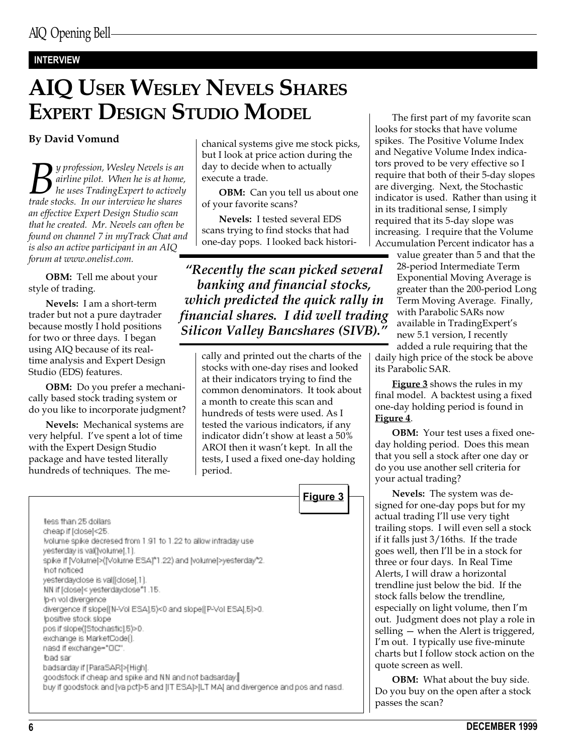**INTERVIEW**

# AIQ User Wesley Nevels Shares Expert Design Studio Model

**By David Vomund**

*By profession, Wesley Nevels is an airline pilot. When he is at home, he uses TradingExpert to actively trade stocks. In our interview he shares an effective Expert Design Studio scan that he created. Mr. Nevels can often be found on channel 7 in myTrack Chat and is also an active participant in an AIQ forum at www.onelist.com.*

**OBM:** Tell me about your style of trading.

**Nevels:** I am a short-term trader but not a pure daytrader because mostly I hold positions for two or three days. I began using AIQ because of its real-time analysis and Expert Design Studio (EDS) features.

**OBM:** Do you prefer a mechanically based stock trading system or do you like to incorporate judgment?

**Nevels:** Mechanical systems are very helpful. I've spent a lot of time with the Expert Design Studio package and have tested literally hundreds of techniques. The mechanical systems give me stock picks, but I look at price action during the day to decide when to actually execute a trade.

**OBM:** Can you tell us about one of your favorite scans?

**Nevels:** I tested several EDS scans trying to find stocks that had one-day pops. I looked back historically and printed out the charts of the stocks with one-day rises and looked at their indicators trying to find the common denominators. It took about a month to create this scan and hundreds of tests were used. As I tested the various indicators, if any indicator didn't show at least a 50% AROI then it wasn't kept. In all the tests, I used a fixed one-day holding period.

> *"Recently the scan picked several banking and financial stocks, which predicted the quick rally in financial shares. I did well trading Silicon Valley Bancshares (SIVB)."*

The first part of my favorite scan looks for stocks that have volume spikes. The Positive Volume Index and Negative Volume Index indicators proved to be very effective so I require that both of their 5-day slopes are diverging. Next, the Stochastic indicator is used. Rather than using it in its traditional sense, I simply required that its 5-day slope was increasing. I require that the Volume Accumulation Percent indicator has a value greater than 5 and that the 28-period Intermediate Term Exponential Moving Average is greater than the 200-period Long Term Moving Average. Finally, with Parabolic SARs now available in TradingExpert's new 5.1 version, I recently added a rule requiring that the daily high price of the stock be above its Parabolic SAR.

**Figure 3** shows the rules in my final model. A backtest using a fixed one-day holding period is found in **Figure 4**.

**Figure 3**

```
!less than 25 dollars
cheap if [close]<25.
!volume spike decresed from 1.91 to 1.22 to allow intraday use
yesterday is val([volume],1).
spike if [Volume]>([Volume ESA]*1.22) and [volume]>yesterday*2.
!not noticed
yesterdayclose is val([close],1).
NN if [close]< yesterdayclose*1.15.
!p-n vol divergence
divergence if slope([N-Vol ESA],5)<0 and slope([P-Vol ESA],5)>0.
!positive stock slope
pos if slope([Stochastic],5)>0.
exchange is MarketCode().
nasd if exchange="OC".
!bad sar
badsarday if [ParaSAR]>[High].
goodstock if cheap and spike and NN and not badsarday.
buy if goodstock and [va pct]>5 and [IT ESA]>[LT MA] and divergence and pos and nasd.
```

**OBM:** Your test uses a fixed one-day holding period. Does this mean that you sell a stock after one day or do you use another sell criteria for your actual trading?

**Nevels:** The system was designed for one-day pops but for my actual trading I'll use very tight trailing stops. I will even sell a stock if it falls just 3/16ths. If the trade goes well, then I'll be in a stock for three or four days. In Real Time Alerts, I will draw a horizontal trendline just below the bid. If the stock falls below the trendline, especially on light volume, then I'm out. Judgment does not play a role in selling — when the Alert is triggered, I'm out. I typically use five-minute charts but I follow stock action on the quote screen as well.

**OBM:** What about the buy side. Do you buy on the open after a stock passes the scan?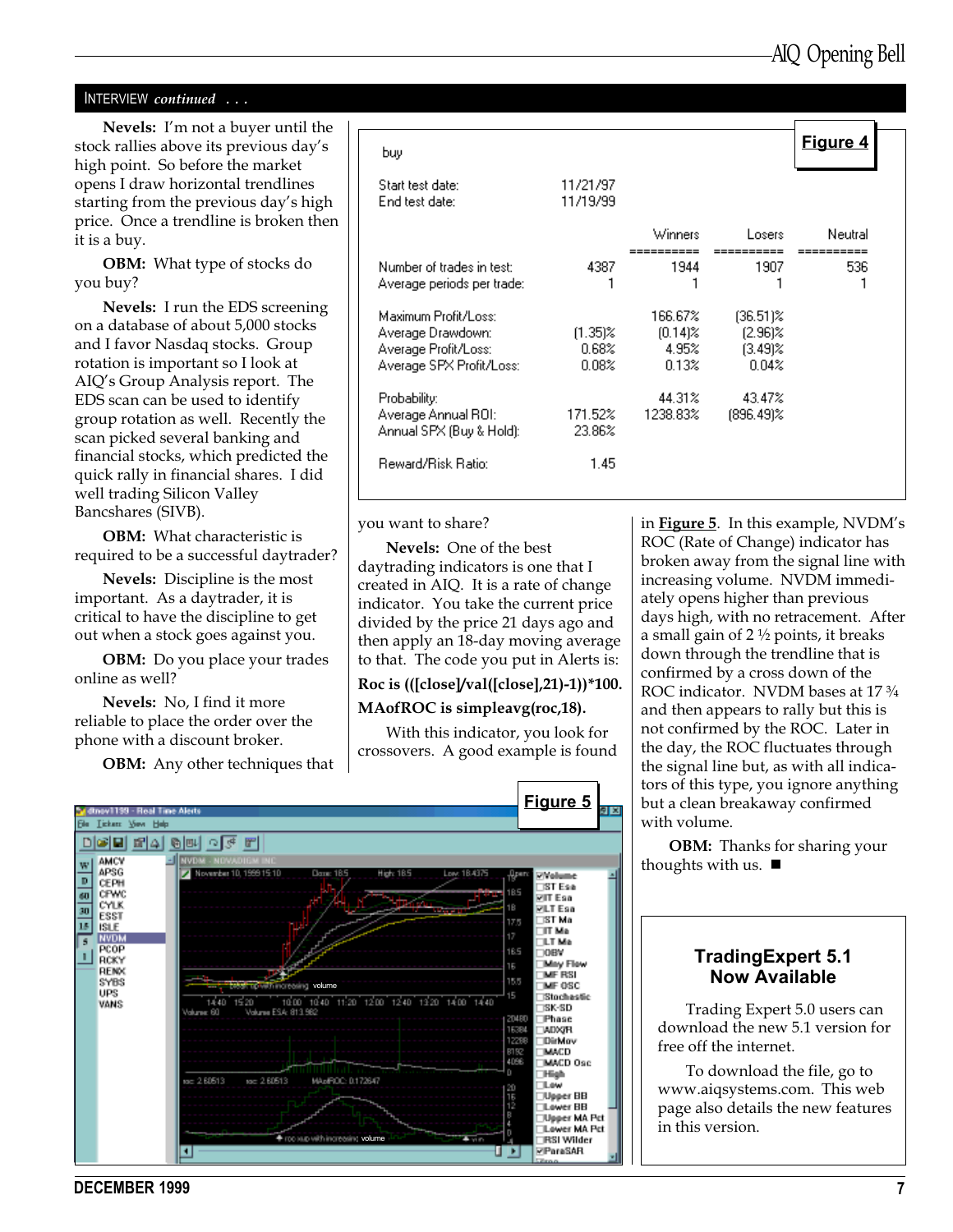INTERVIEW *continued . . .*

**Nevels:** I'm not a buyer until the stock rallies above its previous day's high point. So before the market opens I draw horizontal trendlines starting from the previous day's high price. Once a trendline is broken then it is a buy.

**OBM:** What type of stocks do you buy?

**Nevels:** I run the EDS screening on a database of about 5,000 stocks and I favor Nasdaq stocks. Group rotation is important so I look at AIQ's Group Analysis report. The EDS scan can be used to identify group rotation as well. Recently the scan picked several banking and financial stocks, which predicted the quick rally in financial shares. I did well trading Silicon Valley Bancshares (SIVB).

**OBM:** What characteristic is required to be a successful daytrader?

**Nevels:** Discipline is the most important. As a daytrader, it is critical to have the discipline to get out when a stock goes against you.

**OBM:** Do you place your trades online as well?

**Nevels:** No, I find it more reliable to place the order over the phone with a discount broker.

**OBM:** Any other techniques that you want to share?

**Nevels:** One of the best daytrading indicators is one that I created in AIQ. It is a rate of change indicator. You take the current price divided by the price 21 days ago and then apply an 18-day moving average to that. The code you put in Alerts is:

**Roc is (([close]/val([close],21))-1))*100.**

**MAofROC is simpleavg(roc,18).**

With this indicator, you look for crossovers. A good example is found in **Figure 5**. In this example, NVDM's ROC (Rate of Change) indicator has broken away from the signal line with increasing volume. NVDM immediately opens higher than previous days high, with no retracement. After a small gain of 2 ½ points, it breaks down through the trendline that is confirmed by a cross down of the ROC indicator. NVDM bases at 17 ¾ and then appears to rally but this is not confirmed by the ROC. Later in the day, the ROC fluctuates through the signal line but, as with all indicators of this type, you ignore anything but a clean breakaway confirmed with volume.

**OBM:** Thanks for sharing your thoughts with us. ■

**Figure 4**

buy

Start test date: 11/21/97
End test date: 11/19/99

| | | Winners | Losers | Neutral |
|---|---|---|---|---|
| Number of trades in test: | 4387 | 1944 | 1907 | 536 |
| Average periods per trade: | 1 | 1 | 1 | 1 |
| Maximum Profit/Loss: | | 166.67% | (36.51)% | |
| Average Drawdown: | (1.35)% | (0.14)% | (2.96)% | |
| Average Profit/Loss: | 0.68% | 4.95% | (3.49)% | |
| Average SPX Profit/Loss: | 0.08% | 0.13% | 0.04% | |
| Probability: | | 44.31% | 43.47% | |
| Average Annual ROI: | 171.52% | 1238.83% | (896.49)% | |
| Annual SPX (Buy & Hold): | 23.86% | | | |
| Reward/Risk Ratio: | 1.45 | | | |

**Figure 5**

## TradingExpert 5.1 Now Available

Trading Expert 5.0 users can download the new 5.1 version for free off the internet.

To download the file, go to www.aiqsystems.com. This web page also details the new features in this version.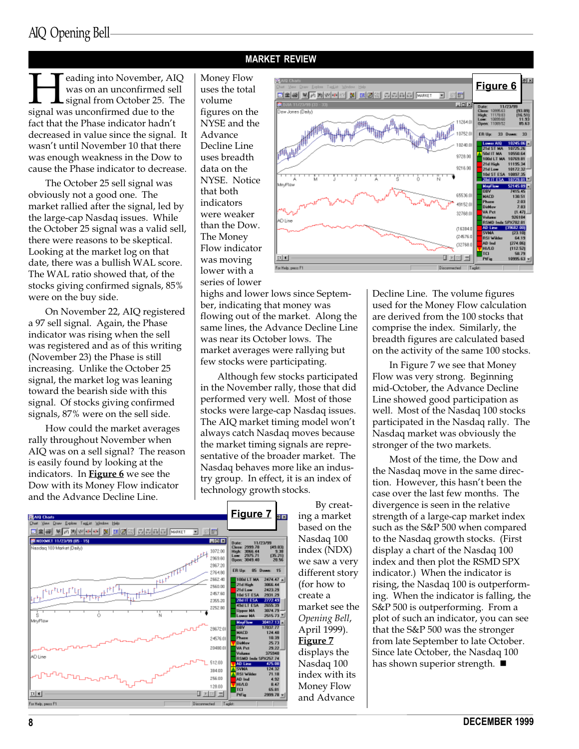## MARKET REVIEW

Heading into November, AIQ was on an unconfirmed sell signal from October 25. The signal was unconfirmed due to the fact that the Phase indicator hadn't decreased in value since the signal. It wasn't until November 10 that there was enough weakness in the Dow to cause the Phase indicator to decrease.

The October 25 sell signal was obviously not a good one. The market rallied after the signal, led by the large-cap Nasdaq issues. While the October 25 signal was a valid sell, there were reasons to be skeptical. Looking at the market log on that date, there was a bullish WAL score. The WAL ratio showed that, of the stocks giving confirmed signals, 85% were on the buy side.

On November 22, AIQ registered a 97 sell signal. Again, the Phase indicator was rising when the sell was registered and as of this writing (November 23) the Phase is still increasing. Unlike the October 25 signal, the market log was leaning toward the bearish side with this signal. Of stocks giving confirmed signals, 87% were on the sell side.

How could the market averages rally throughout November when AIQ was on a sell signal? The reason is easily found by looking at the indicators. In **Figure 6** we see the Dow with its Money Flow indicator and the Advance Decline Line.

**Figure 6**

Money Flow uses the total volume figures on the NYSE and the Advance Decline Line uses breadth data on the NYSE. Notice that both indicators were weaker than the Dow. The Money Flow indicator was moving lower with a series of lower highs and lower lows since September, indicating that money was flowing out of the market. Along the same lines, the Advance Decline Line was near its October lows. The market averages were rallying but few stocks were participating.

Although few stocks participated in the November rally, those that did performed very well. Most of those stocks were large-cap Nasdaq issues. The AIQ market timing model won't always catch Nasdaq moves because the market timing signals are representative of the broader market. The Nasdaq behaves more like an industry group. In effect, it is an index of technology growth stocks.

**Figure 7**

By creating a market based on the Nasdaq 100 index (NDX) we saw a very different story (for how to create a market see the *Opening Bell*, April 1999). **Figure 7** displays the Nasdaq 100 index with its Money Flow and Advance Decline Line. The volume figures used for the Money Flow calculation are derived from the 100 stocks that comprise the index. Similarly, the breadth figures are calculated based on the activity of the same 100 stocks.

In Figure 7 we see that Money Flow was very strong. Beginning mid-October, the Advance Decline Line showed good participation as well. Most of the Nasdaq 100 stocks participated in the Nasdaq rally. The Nasdaq market was obviously the stronger of the two markets.

Most of the time, the Dow and the Nasdaq move in the same direction. However, this hasn't been the case over the last few months. The divergence is seen in the relative strength of a large-cap market index such as the S&P 500 when compared to the Nasdaq growth stocks. (First display a chart of the Nasdaq 100 index and then plot the RSMD SPX indicator.) When the indicator is rising, the Nasdaq 100 is outperforming. When the indicator is falling, the S&P 500 is outperforming. From a plot of such an indicator, you can see that the S&P 500 was the stronger from late September to late October. Since late October, the Nasdaq 100 has shown superior strength. ■